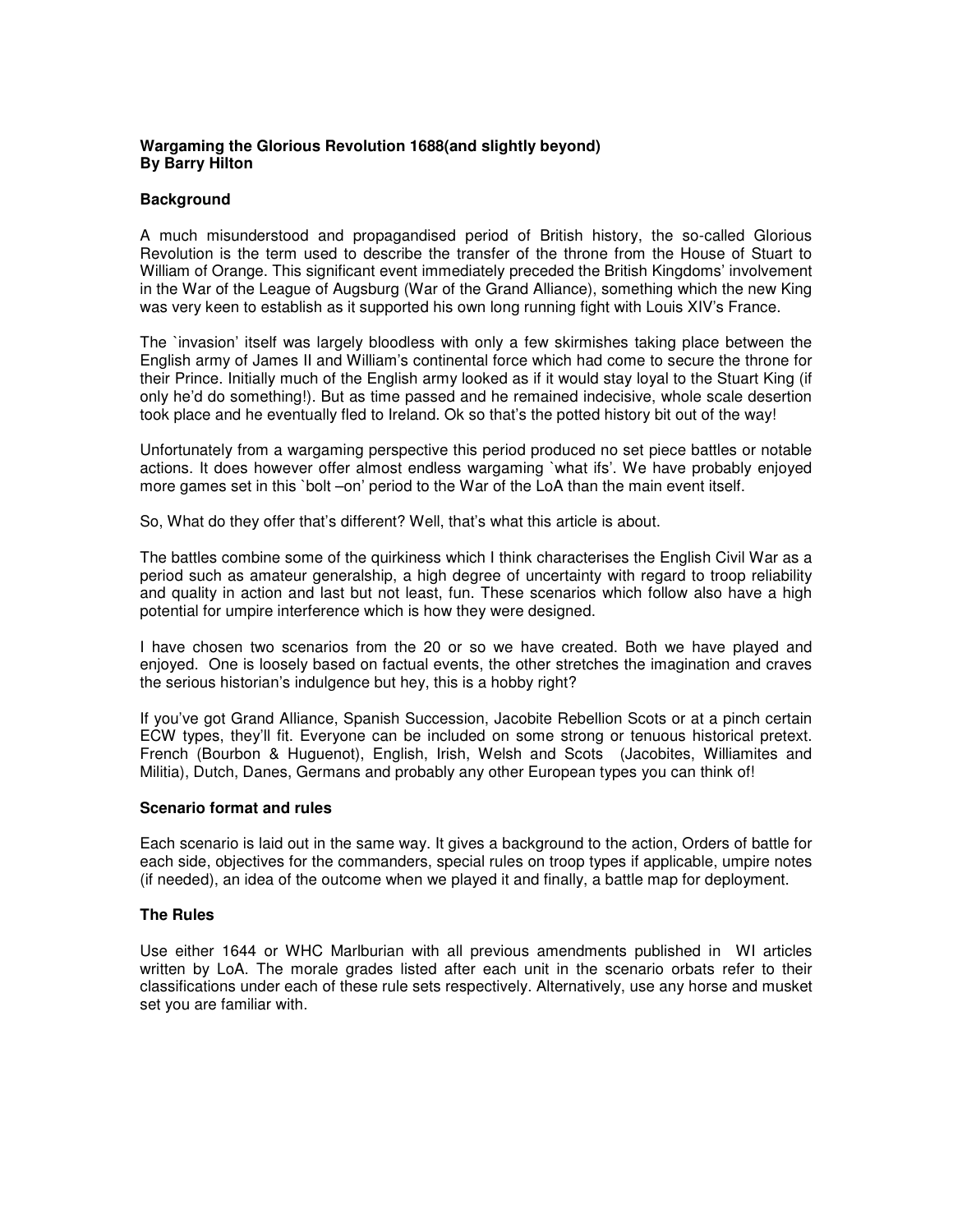**Wargaming the Glorious Revolution 1688(and slightly beyond)**
**By Barry Hilton**

### Background

A much misunderstood and propagandised period of British history, the so-called Glorious Revolution is the term used to describe the transfer of the throne from the House of Stuart to William of Orange. This significant event immediately preceded the British Kingdoms' involvement in the War of the League of Augsburg (War of the Grand Alliance), something which the new King was very keen to establish as it supported his own long running fight with Louis XIV's France.

The `invasion' itself was largely bloodless with only a few skirmishes taking place between the English army of James II and William's continental force which had come to secure the throne for their Prince. Initially much of the English army looked as if it would stay loyal to the Stuart King (if only he'd do something!). But as time passed and he remained indecisive, whole scale desertion took place and he eventually fled to Ireland. Ok so that's the potted history bit out of the way!

Unfortunately from a wargaming perspective this period produced no set piece battles or notable actions. It does however offer almost endless wargaming `what ifs'. We have probably enjoyed more games set in this `bolt –on' period to the War of the LoA than the main event itself.

So, What do they offer that's different? Well, that's what this article is about.

The battles combine some of the quirkiness which I think characterises the English Civil War as a period such as amateur generalship, a high degree of uncertainty with regard to troop reliability and quality in action and last but not least, fun. These scenarios which follow also have a high potential for umpire interference which is how they were designed.

I have chosen two scenarios from the 20 or so we have created. Both we have played and enjoyed. One is loosely based on factual events, the other stretches the imagination and craves the serious historian's indulgence but hey, this is a hobby right?

If you've got Grand Alliance, Spanish Succession, Jacobite Rebellion Scots or at a pinch certain ECW types, they'll fit. Everyone can be included on some strong or tenuous historical pretext. French (Bourbon & Huguenot), English, Irish, Welsh and Scots (Jacobites, Williamites and Militia), Dutch, Danes, Germans and probably any other European types you can think of!

### Scenario format and rules

Each scenario is laid out in the same way. It gives a background to the action, Orders of battle for each side, objectives for the commanders, special rules on troop types if applicable, umpire notes (if needed), an idea of the outcome when we played it and finally, a battle map for deployment.

### The Rules

Use either 1644 or WHC Marlburian with all previous amendments published in WI articles written by LoA. The morale grades listed after each unit in the scenario orbats refer to their classifications under each of these rule sets respectively. Alternatively, use any horse and musket set you are familiar with.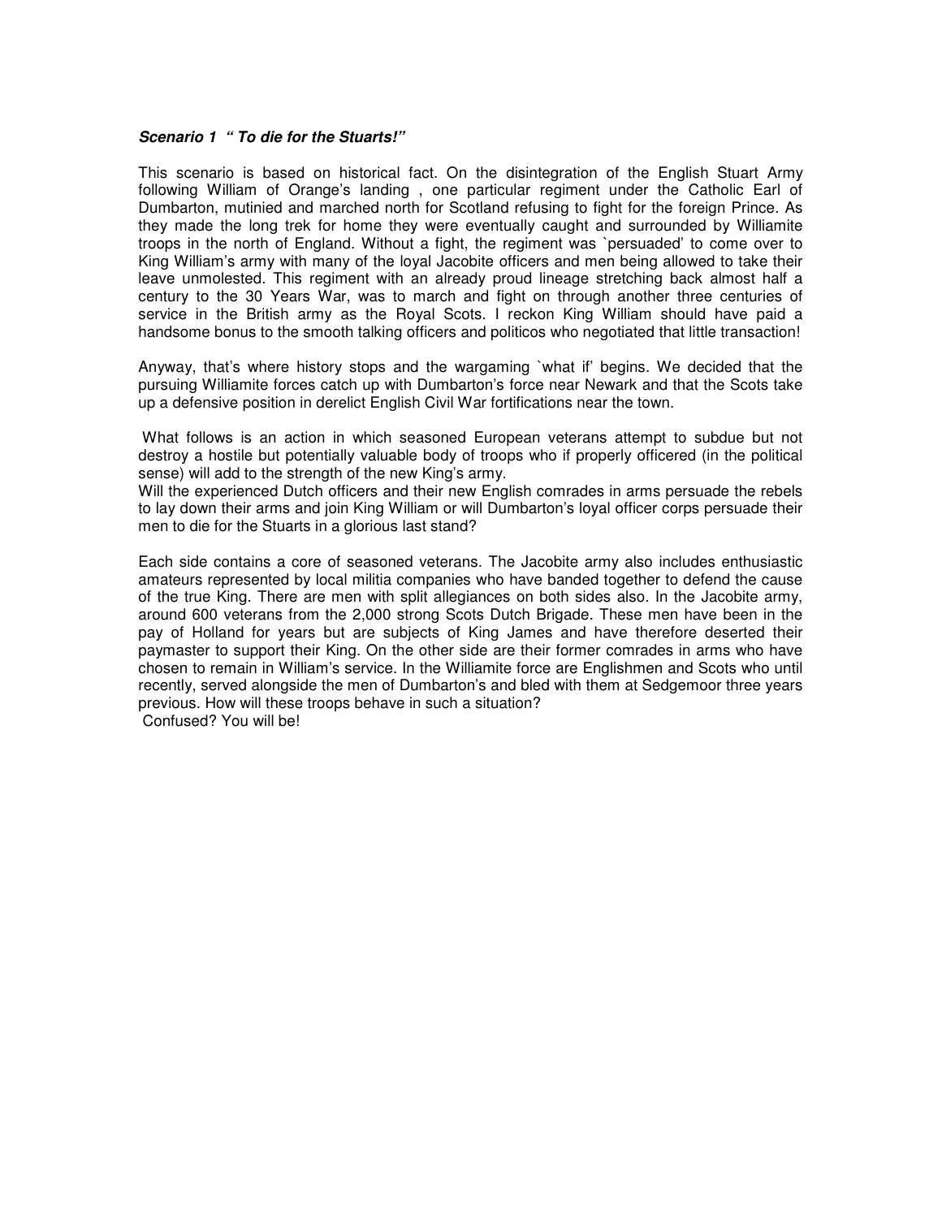***Scenario 1 " To die for the Stuarts!"***

This scenario is based on historical fact. On the disintegration of the English Stuart Army following William of Orange's landing , one particular regiment under the Catholic Earl of Dumbarton, mutinied and marched north for Scotland refusing to fight for the foreign Prince. As they made the long trek for home they were eventually caught and surrounded by Williamite troops in the north of England. Without a fight, the regiment was `persuaded' to come over to King William's army with many of the loyal Jacobite officers and men being allowed to take their leave unmolested. This regiment with an already proud lineage stretching back almost half a century to the 30 Years War, was to march and fight on through another three centuries of service in the British army as the Royal Scots. I reckon King William should have paid a handsome bonus to the smooth talking officers and politicos who negotiated that little transaction!

Anyway, that's where history stops and the wargaming `what if' begins. We decided that the pursuing Williamite forces catch up with Dumbarton's force near Newark and that the Scots take up a defensive position in derelict English Civil War fortifications near the town.

What follows is an action in which seasoned European veterans attempt to subdue but not destroy a hostile but potentially valuable body of troops who if properly officered (in the political sense) will add to the strength of the new King's army.
Will the experienced Dutch officers and their new English comrades in arms persuade the rebels to lay down their arms and join King William or will Dumbarton's loyal officer corps persuade their men to die for the Stuarts in a glorious last stand?

Each side contains a core of seasoned veterans. The Jacobite army also includes enthusiastic amateurs represented by local militia companies who have banded together to defend the cause of the true King. There are men with split allegiances on both sides also. In the Jacobite army, around 600 veterans from the 2,000 strong Scots Dutch Brigade. These men have been in the pay of Holland for years but are subjects of King James and have therefore deserted their paymaster to support their King. On the other side are their former comrades in arms who have chosen to remain in William's service. In the Williamite force are Englishmen and Scots who until recently, served alongside the men of Dumbarton's and bled with them at Sedgemoor three years previous. How will these troops behave in such a situation?
Confused? You will be!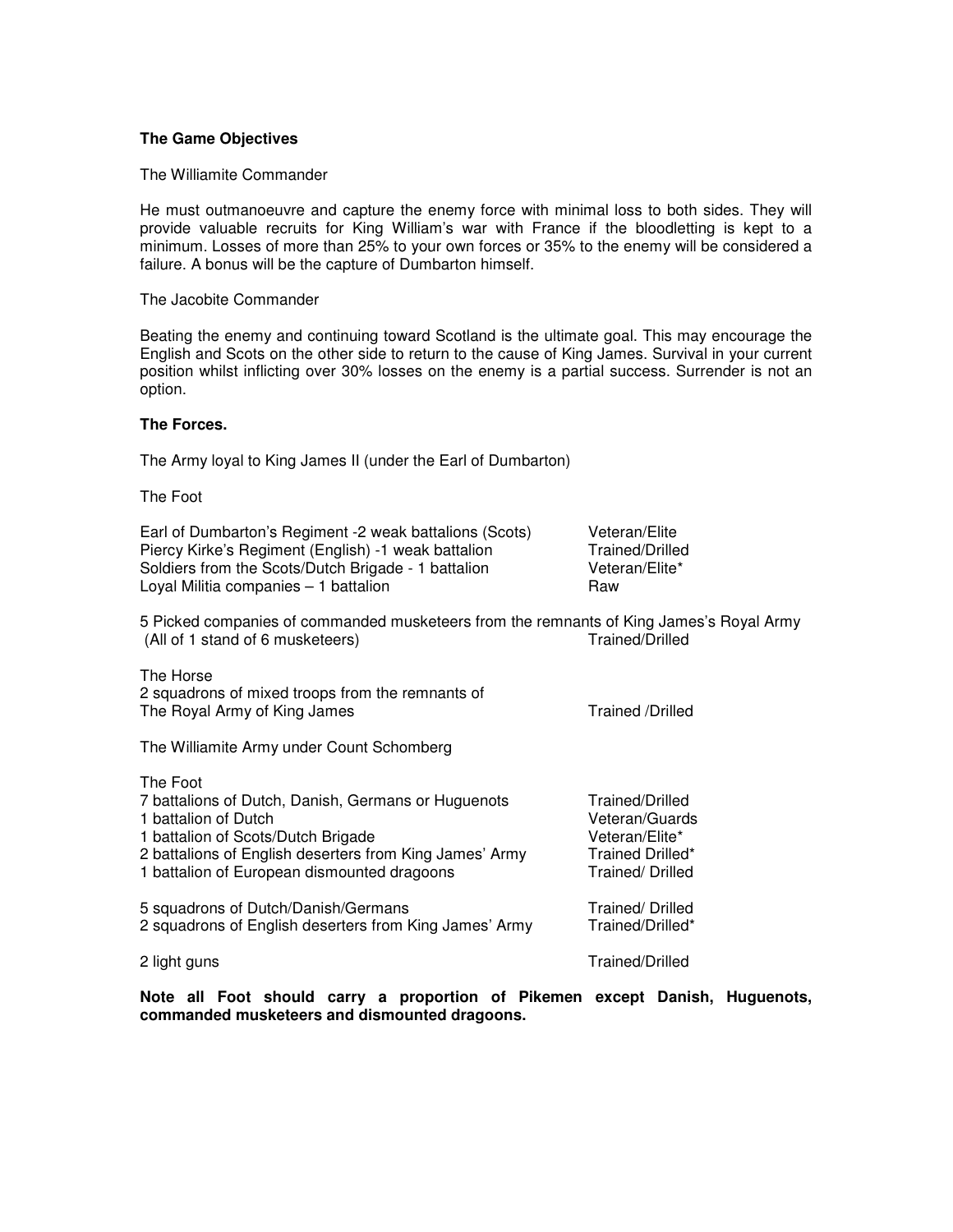**The Game Objectives**

The Williamite Commander

He must outmanoeuvre and capture the enemy force with minimal loss to both sides. They will provide valuable recruits for King William's war with France if the bloodletting is kept to a minimum. Losses of more than 25% to your own forces or 35% to the enemy will be considered a failure. A bonus will be the capture of Dumbarton himself.

The Jacobite Commander

Beating the enemy and continuing toward Scotland is the ultimate goal. This may encourage the English and Scots on the other side to return to the cause of King James. Survival in your current position whilst inflicting over 30% losses on the enemy is a partial success. Surrender is not an option.

**The Forces.**

The Army loyal to King James II (under the Earl of Dumbarton)

The Foot

| | |
|---|---|
| Earl of Dumbarton's Regiment -2 weak battalions (Scots) | Veteran/Elite |
| Piercy Kirke's Regiment (English) -1 weak battalion | Trained/Drilled |
| Soldiers from the Scots/Dutch Brigade - 1 battalion | Veteran/Elite* |
| Loyal Militia companies – 1 battalion | Raw |

5 Picked companies of commanded musketeers from the remnants of King James's Royal Army (All of 1 stand of 6 musketeers) — Trained/Drilled

The Horse

| | |
|---|---|
| 2 squadrons of mixed troops from the remnants of The Royal Army of King James | Trained /Drilled |

The Williamite Army under Count Schomberg

The Foot

| | |
|---|---|
| 7 battalions of Dutch, Danish, Germans or Huguenots | Trained/Drilled |
| 1 battalion of Dutch | Veteran/Guards |
| 1 battalion of Scots/Dutch Brigade | Veteran/Elite* |
| 2 battalions of English deserters from King James' Army | Trained Drilled* |
| 1 battalion of European dismounted dragoons | Trained/ Drilled |
| 5 squadrons of Dutch/Danish/Germans | Trained/ Drilled |
| 2 squadrons of English deserters from King James' Army | Trained/Drilled* |
| 2 light guns | Trained/Drilled |

**Note all Foot should carry a proportion of Pikemen except Danish, Huguenots, commanded musketeers and dismounted dragoons.**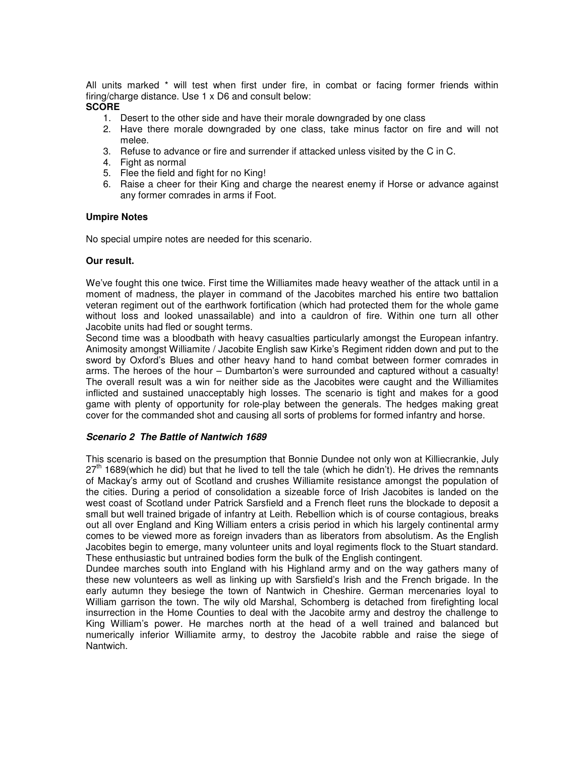All units marked * will test when first under fire, in combat or facing former friends within firing/charge distance. Use 1 x D6 and consult below:

**SCORE**

1. Desert to the other side and have their morale downgraded by one class
2. Have there morale downgraded by one class, take minus factor on fire and will not melee.
3. Refuse to advance or fire and surrender if attacked unless visited by the C in C.
4. Fight as normal
5. Flee the field and fight for no King!
6. Raise a cheer for their King and charge the nearest enemy if Horse or advance against any former comrades in arms if Foot.

**Umpire Notes**

No special umpire notes are needed for this scenario.

**Our result.**

We've fought this one twice. First time the Williamites made heavy weather of the attack until in a moment of madness, the player in command of the Jacobites marched his entire two battalion veteran regiment out of the earthwork fortification (which had protected them for the whole game without loss and looked unassailable) and into a cauldron of fire. Within one turn all other Jacobite units had fled or sought terms.

Second time was a bloodbath with heavy casualties particularly amongst the European infantry. Animosity amongst Williamite / Jacobite English saw Kirke's Regiment ridden down and put to the sword by Oxford's Blues and other heavy hand to hand combat between former comrades in arms. The heroes of the hour – Dumbarton's were surrounded and captured without a casualty! The overall result was a win for neither side as the Jacobites were caught and the Williamites inflicted and sustained unacceptably high losses. The scenario is tight and makes for a good game with plenty of opportunity for role-play between the generals. The hedges making great cover for the commanded shot and causing all sorts of problems for formed infantry and horse.

***Scenario 2 The Battle of Nantwich 1689***

This scenario is based on the presumption that Bonnie Dundee not only won at Killiecrankie, July 27th 1689(which he did) but that he lived to tell the tale (which he didn't). He drives the remnants of Mackay's army out of Scotland and crushes Williamite resistance amongst the population of the cities. During a period of consolidation a sizeable force of Irish Jacobites is landed on the west coast of Scotland under Patrick Sarsfield and a French fleet runs the blockade to deposit a small but well trained brigade of infantry at Leith. Rebellion which is of course contagious, breaks out all over England and King William enters a crisis period in which his largely continental army comes to be viewed more as foreign invaders than as liberators from absolutism. As the English Jacobites begin to emerge, many volunteer units and loyal regiments flock to the Stuart standard. These enthusiastic but untrained bodies form the bulk of the English contingent.

Dundee marches south into England with his Highland army and on the way gathers many of these new volunteers as well as linking up with Sarsfield's Irish and the French brigade. In the early autumn they besiege the town of Nantwich in Cheshire. German mercenaries loyal to William garrison the town. The wily old Marshal, Schomberg is detached from firefighting local insurrection in the Home Counties to deal with the Jacobite army and destroy the challenge to King William's power. He marches north at the head of a well trained and balanced but numerically inferior Williamite army, to destroy the Jacobite rabble and raise the siege of Nantwich.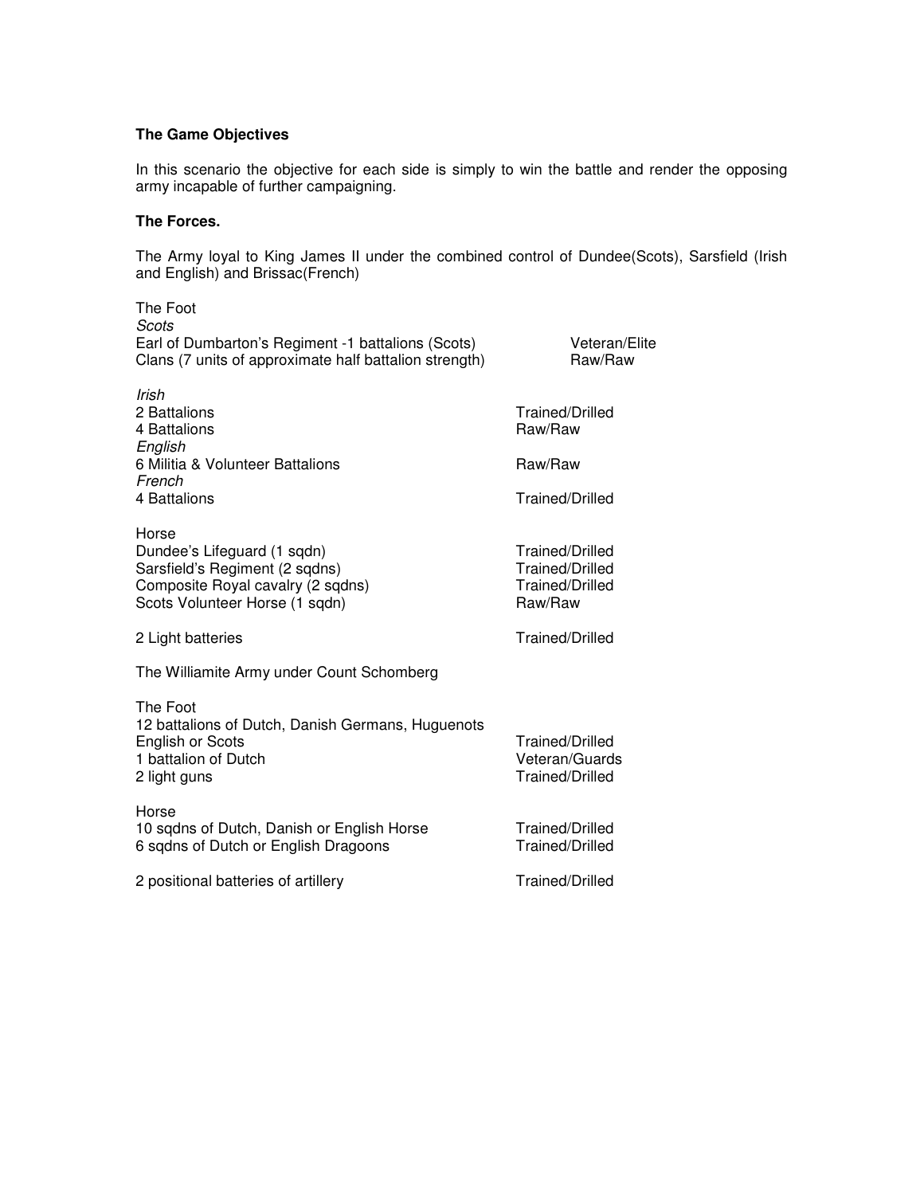**The Game Objectives**

In this scenario the objective for each side is simply to win the battle and render the opposing army incapable of further campaigning.

**The Forces.**

The Army loyal to King James II under the combined control of Dundee(Scots), Sarsfield (Irish and English) and Brissac(French)

| | |
|---|---|
| The Foot | |
| *Scots* | |
| Earl of Dumbarton's Regiment -1 battalions (Scots) | Veteran/Elite |
| Clans (7 units of approximate half battalion strength) | Raw/Raw |
| *Irish* | |
| 2 Battalions | Trained/Drilled |
| 4 Battalions | Raw/Raw |
| *English* | |
| 6 Militia & Volunteer Battalions | Raw/Raw |
| *French* | |
| 4 Battalions | Trained/Drilled |
| Horse | |
| Dundee's Lifeguard (1 sqdn) | Trained/Drilled |
| Sarsfield's Regiment (2 sqdns) | Trained/Drilled |
| Composite Royal cavalry (2 sqdns) | Trained/Drilled |
| Scots Volunteer Horse (1 sqdn) | Raw/Raw |
| 2 Light batteries | Trained/Drilled |

The Williamite Army under Count Schomberg

| | |
|---|---|
| The Foot | |
| 12 battalions of Dutch, Danish Germans, Huguenots English or Scots | Trained/Drilled |
| 1 battalion of Dutch | Veteran/Guards |
| 2 light guns | Trained/Drilled |
| Horse | |
| 10 sqdns of Dutch, Danish or English Horse | Trained/Drilled |
| 6 sqdns of Dutch or English Dragoons | Trained/Drilled |
| 2 positional batteries of artillery | Trained/Drilled |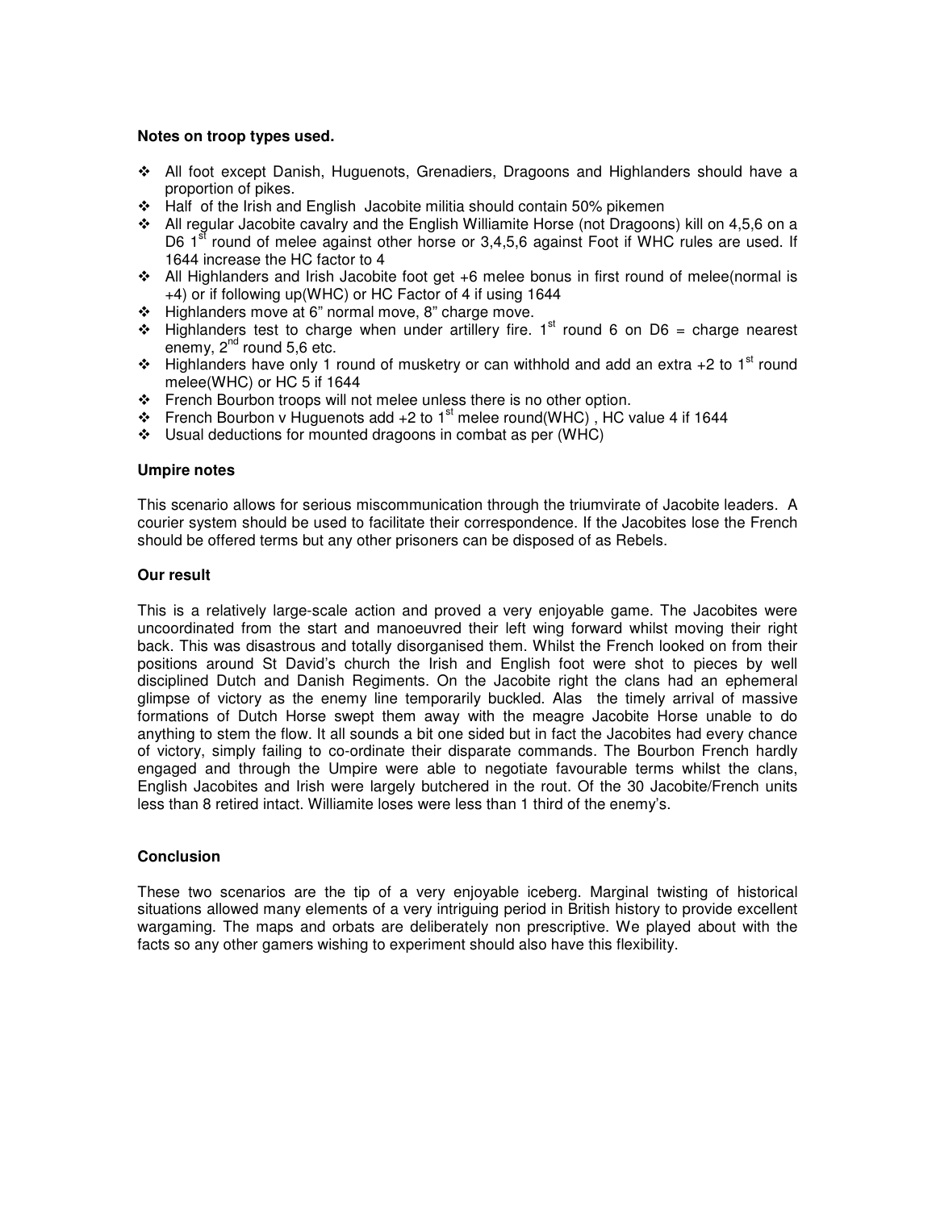**Notes on troop types used.**

- All foot except Danish, Huguenots, Grenadiers, Dragoons and Highlanders should have a proportion of pikes.
- Half of the Irish and English Jacobite militia should contain 50% pikemen
- All regular Jacobite cavalry and the English Williamite Horse (not Dragoons) kill on 4,5,6 on a D6 1st round of melee against other horse or 3,4,5,6 against Foot if WHC rules are used. If 1644 increase the HC factor to 4
- All Highlanders and Irish Jacobite foot get +6 melee bonus in first round of melee(normal is +4) or if following up(WHC) or HC Factor of 4 if using 1644
- Highlanders move at 6" normal move, 8" charge move.
- Highlanders test to charge when under artillery fire. 1st round 6 on D6 = charge nearest enemy, 2nd round 5,6 etc.
- Highlanders have only 1 round of musketry or can withhold and add an extra +2 to 1st round melee(WHC) or HC 5 if 1644
- French Bourbon troops will not melee unless there is no other option.
- French Bourbon v Huguenots add +2 to 1st melee round(WHC) , HC value 4 if 1644
- Usual deductions for mounted dragoons in combat as per (WHC)

**Umpire notes**

This scenario allows for serious miscommunication through the triumvirate of Jacobite leaders. A courier system should be used to facilitate their correspondence. If the Jacobites lose the French should be offered terms but any other prisoners can be disposed of as Rebels.

**Our result**

This is a relatively large-scale action and proved a very enjoyable game. The Jacobites were uncoordinated from the start and manoeuvred their left wing forward whilst moving their right back. This was disastrous and totally disorganised them. Whilst the French looked on from their positions around St David's church the Irish and English foot were shot to pieces by well disciplined Dutch and Danish Regiments. On the Jacobite right the clans had an ephemeral glimpse of victory as the enemy line temporarily buckled. Alas the timely arrival of massive formations of Dutch Horse swept them away with the meagre Jacobite Horse unable to do anything to stem the flow. It all sounds a bit one sided but in fact the Jacobites had every chance of victory, simply failing to co-ordinate their disparate commands. The Bourbon French hardly engaged and through the Umpire were able to negotiate favourable terms whilst the clans, English Jacobites and Irish were largely butchered in the rout. Of the 30 Jacobite/French units less than 8 retired intact. Williamite loses were less than 1 third of the enemy's.

**Conclusion**

These two scenarios are the tip of a very enjoyable iceberg. Marginal twisting of historical situations allowed many elements of a very intriguing period in British history to provide excellent wargaming. The maps and orbats are deliberately non prescriptive. We played about with the facts so any other gamers wishing to experiment should also have this flexibility.